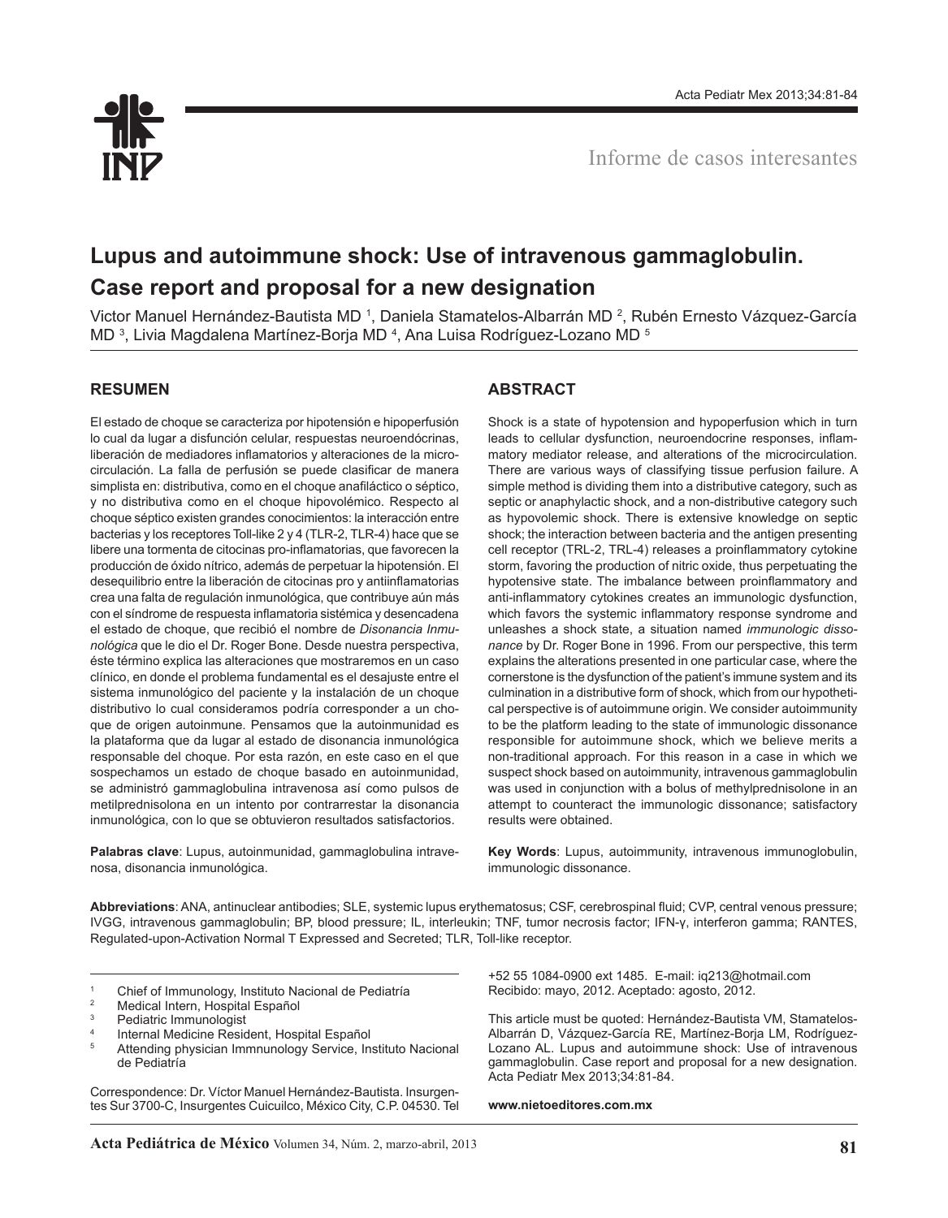Informe de casos interesantes

# Lupus and autoimmune shock: Use of intravenous gammaglobulin. Case report and proposal for a new designation

Victor Manuel Hernández-Bautista MD [1], Daniela Stamatelos-Albarrán MD [2], Rubén Ernesto Vázquez-García MD [3], Livia Magdalena Martínez-Borja MD [4], Ana Luisa Rodríguez-Lozano MD [5]

## RESUMEN

El estado de choque se caracteriza por hipotensión e hipoperfusión lo cual da lugar a disfunción celular, respuestas neuroendócrinas, liberación de mediadores inflamatorios y alteraciones de la microcirculación. La falla de perfusión se puede clasificar de manera simplista en: distributiva, como en el choque anafiláctico o séptico, y no distributiva como en el choque hipovolémico. Respecto al choque séptico existen grandes conocimientos: la interacción entre bacterias y los receptores Toll-like 2 y 4 (TLR-2, TLR-4) hace que se libere una tormenta de citocinas pro-inflamatorias, que favorecen la producción de óxido nítrico, además de perpetuar la hipotensión. El desequilibrio entre la liberación de citocinas pro y antiinflamatorias crea una falta de regulación inmunológica, que contribuye aún más con el síndrome de respuesta inflamatoria sistémica y desencadena el estado de choque, que recibió el nombre de *Disonancia Inmunológica* que le dio el Dr. Roger Bone. Desde nuestra perspectiva, éste término explica las alteraciones que mostraremos en un caso clínico, en donde el problema fundamental es el desajuste entre el sistema inmunológico del paciente y la instalación de un choque distributivo lo cual consideramos podría corresponder a un choque de origen autoinmune. Pensamos que la autoinmunidad es la plataforma que da lugar al estado de disonancia inmunológica responsable del choque. Por esta razón, en este caso en el que sospechamos un estado de choque basado en autoinmunidad, se administró gammaglobulina intravenosa así como pulsos de metilprednisolona en un intento por contrarrestar la disonancia inmunológica, con lo que se obtuvieron resultados satisfactorios.

**Palabras clave**: Lupus, autoinmunidad, gammaglobulina intravenosa, disonancia inmunológica.

## ABSTRACT

Shock is a state of hypotension and hypoperfusion which in turn leads to cellular dysfunction, neuroendocrine responses, inflammatory mediator release, and alterations of the microcirculation. There are various ways of classifying tissue perfusion failure. A simple method is dividing them into a distributive category, such as septic or anaphylactic shock, and a non-distributive category such as hypovolemic shock. There is extensive knowledge on septic shock; the interaction between bacteria and the antigen presenting cell receptor (TRL-2, TRL-4) releases a proinflammatory cytokine storm, favoring the production of nitric oxide, thus perpetuating the hypotensive state. The imbalance between proinflammatory and anti-inflammatory cytokines creates an immunologic dysfunction, which favors the systemic inflammatory response syndrome and unleashes a shock state, a situation named *immunologic dissonance* by Dr. Roger Bone in 1996. From our perspective, this term explains the alterations presented in one particular case, where the cornerstone is the dysfunction of the patient's immune system and its culmination in a distributive form of shock, which from our hypothetical perspective is of autoimmune origin. We consider autoimmunity to be the platform leading to the state of immunologic dissonance responsible for autoimmune shock, which we believe merits a non-traditional approach. For this reason in a case in which we suspect shock based on autoimmunity, intravenous gammaglobulin was used in conjunction with a bolus of methylprednisolone in an attempt to counteract the immunologic dissonance; satisfactory results were obtained.

**Key Words**: Lupus, autoimmunity, intravenous immunoglobulin, immunologic dissonance.

**Abbreviations**: ANA, antinuclear antibodies; SLE, systemic lupus erythematosus; CSF, cerebrospinal fluid; CVP, central venous pressure; IVGG, intravenous gammaglobulin; BP, blood pressure; IL, interleukin; TNF, tumor necrosis factor; IFN-γ, interferon gamma; RANTES, Regulated-upon-Activation Normal T Expressed and Secreted; TLR, Toll-like receptor.

---

[1] Chief of Immunology, Instituto Nacional de Pediatría
[2] Medical Intern, Hospital Español
[3] Pediatric Immunologist
[4] Internal Medicine Resident, Hospital Español
[5] Attending physician Immnunology Service, Instituto Nacional de Pediatría

Correspondence: Dr. Víctor Manuel Hernández-Bautista. Insurgentes Sur 3700-C, Insurgentes Cuicuilco, México City, C.P. 04530. Tel +52 55 1084-0900 ext 1485. E-mail: iq213@hotmail.com
Recibido: mayo, 2012. Aceptado: agosto, 2012.

This article must be quoted: Hernández-Bautista VM, Stamatelos-Albarrán D, Vázquez-García RE, Martínez-Borja LM, Rodríguez-Lozano AL. Lupus and autoimmune shock: Use of intravenous gammaglobulin. Case report and proposal for a new designation. Acta Pediatr Mex 2013;34:81-84.

**www.nietoeditores.com.mx**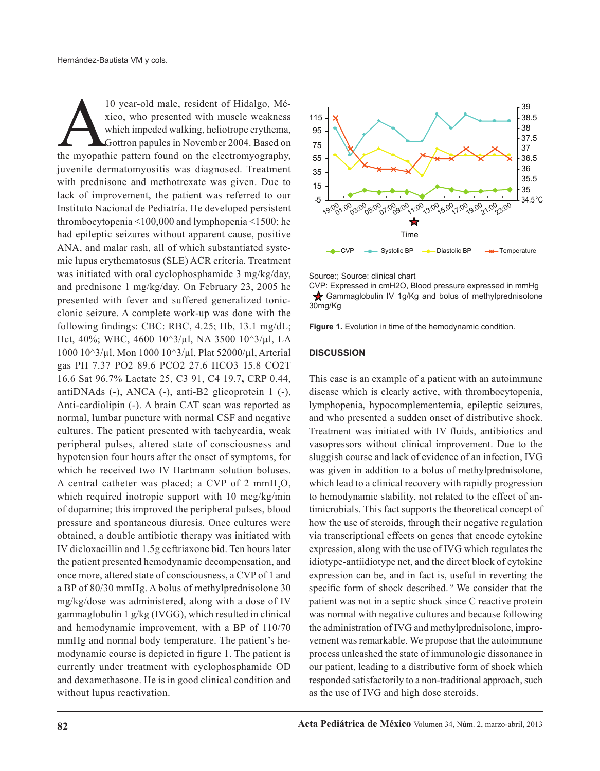A 10 year-old male, resident of Hidalgo, México, who presented with muscle weakness which impeded walking, heliotrope erythema, Gottron papules in November 2004. Based on the myopathic pattern found on the electromyography, juvenile dermatomyositis was diagnosed. Treatment with prednisone and methotrexate was given. Due to lack of improvement, the patient was referred to our Instituto Nacional de Pediatría. He developed persistent thrombocytopenia <100,000 and lymphopenia <1500; he had epileptic seizures without apparent cause, positive ANA, and malar rash, all of which substantiated systemic lupus erythematosus (SLE) ACR criteria. Treatment was initiated with oral cyclophosphamide 3 mg/kg/day, and prednisone 1 mg/kg/day. On February 23, 2005 he presented with fever and suffered generalized tonic-clonic seizure. A complete work-up was done with the following findings: CBC: RBC, 4.25; Hb, 13.1 mg/dL; Hct, 40%; WBC, 4600 10^3/µl, NA 3500 10^3/µl, LA 1000 10^3/µl, Mon 1000 10^3/µl, Plat 52000/µl, Arterial gas PH 7.37 PO2 89.6 PCO2 27.6 HCO3 15.8 CO2T 16.6 Sat 96.7% Lactate 25, C3 91, C4 19.7**,** CRP 0.44, antiDNAds (-), ANCA (-), anti-B2 glicoprotein 1 (-), Anti-cardiolipin (-). A brain CAT scan was reported as normal, lumbar puncture with normal CSF and negative cultures. The patient presented with tachycardia, weak peripheral pulses, altered state of consciousness and hypotension four hours after the onset of symptoms, for which he received two IV Hartmann solution boluses. A central catheter was placed; a CVP of 2 mm$H_2O$, which required inotropic support with 10 mcg/kg/min of dopamine; this improved the peripheral pulses, blood pressure and spontaneous diuresis. Once cultures were obtained, a double antibiotic therapy was initiated with IV dicloxacillin and 1.5g ceftriaxone bid. Ten hours later the patient presented hemodynamic decompensation, and once more, altered state of consciousness, a CVP of 1 and a BP of 80/30 mmHg. A bolus of methylprednisolone 30 mg/kg/dose was administered, along with a dose of IV gammaglobulin 1 g/kg (IVGG), which resulted in clinical and hemodynamic improvement, with a BP of 110/70 mmHg and normal body temperature. The patient's hemodynamic course is depicted in figure 1. The patient is currently under treatment with cyclophosphamide OD and dexamethasone. He is in good clinical condition and without lupus reactivation.

Source:; Source: clinical chart
CVP: Expressed in cmH2O, Blood pressure expressed in mmHg
★ Gammaglobulin IV 1g/Kg and bolus of methylprednisolone 30mg/Kg

**Figure 1.** Evolution in time of the hemodynamic condition.

## DISCUSSION

This case is an example of a patient with an autoimmune disease which is clearly active, with thrombocytopenia, lymphopenia, hypocomplementemia, epileptic seizures, and who presented a sudden onset of distributive shock. Treatment was initiated with IV fluids, antibiotics and vasopressors without clinical improvement. Due to the sluggish course and lack of evidence of an infection, IVG was given in addition to a bolus of methylprednisolone, which lead to a clinical recovery with rapidly progression to hemodynamic stability, not related to the effect of antimicrobials. This fact supports the theoretical concept of how the use of steroids, through their negative regulation via transcriptional effects on genes that encode cytokine expression, along with the use of IVG which regulates the idiotype-antiidiotype net, and the direct block of cytokine expression can be, and in fact is, useful in reverting the specific form of shock described.[9] We consider that the patient was not in a septic shock since C reactive protein was normal with negative cultures and because following the administration of IVG and methylprednisolone, improvement was remarkable. We propose that the autoimmune process unleashed the state of immunologic dissonance in our patient, leading to a distributive form of shock which responded satisfactorily to a non-traditional approach, such as the use of IVG and high dose steroids.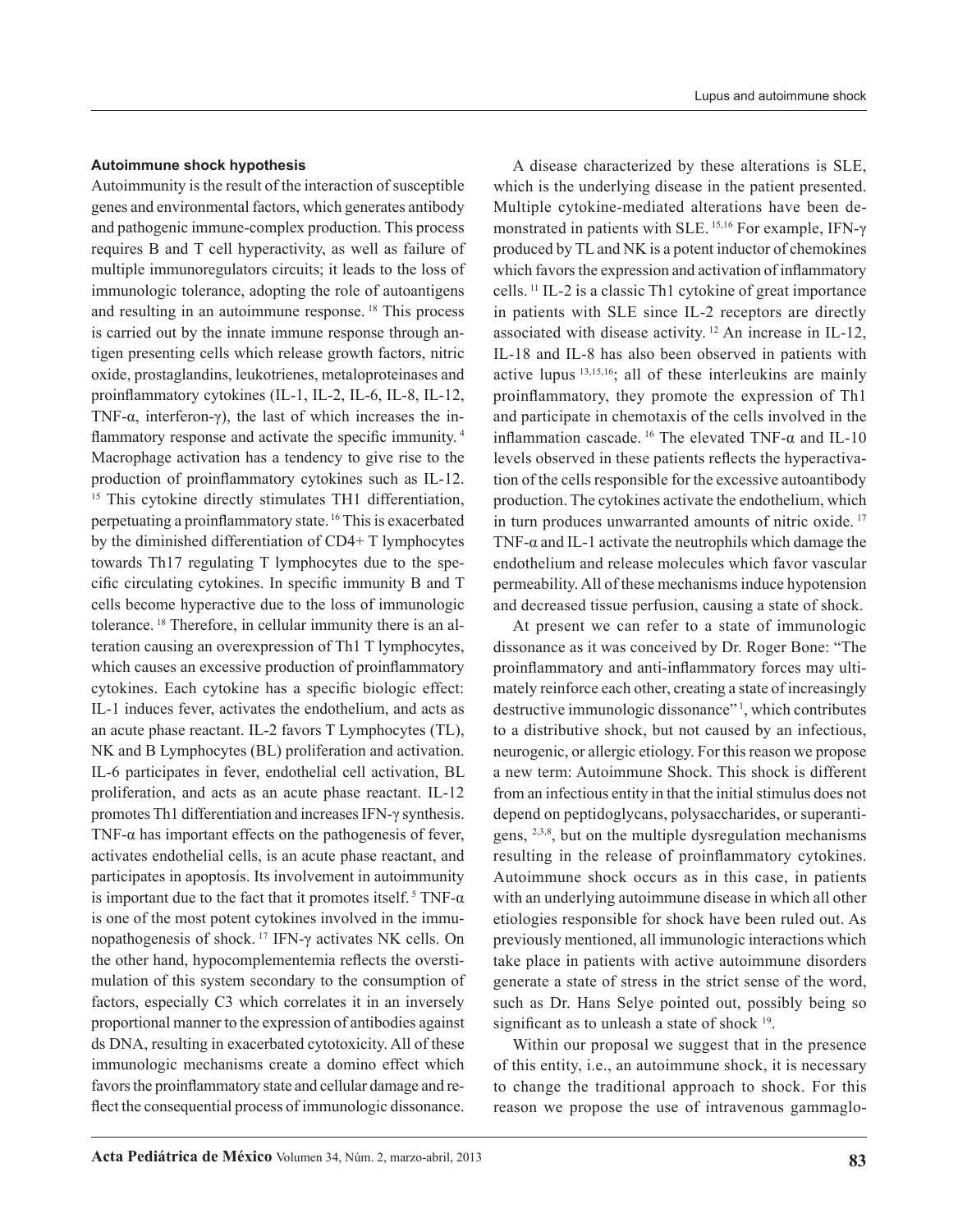## Autoimmune shock hypothesis

Autoimmunity is the result of the interaction of susceptible genes and environmental factors, which generates antibody and pathogenic immune-complex production. This process requires B and T cell hyperactivity, as well as failure of multiple immunoregulators circuits; it leads to the loss of immunologic tolerance, adopting the role of autoantigens and resulting in an autoimmune response. [18] This process is carried out by the innate immune response through antigen presenting cells which release growth factors, nitric oxide, prostaglandins, leukotrienes, metaloproteinases and proinflammatory cytokines (IL-1, IL-2, IL-6, IL-8, IL-12, TNF-α, interferon-γ), the last of which increases the inflammatory response and activate the specific immunity. [4] Macrophage activation has a tendency to give rise to the production of proinflammatory cytokines such as IL-12. [15] This cytokine directly stimulates TH1 differentiation, perpetuating a proinflammatory state. [16] This is exacerbated by the diminished differentiation of CD4+ T lymphocytes towards Th17 regulating T lymphocytes due to the specific circulating cytokines. In specific immunity B and T cells become hyperactive due to the loss of immunologic tolerance. [18] Therefore, in cellular immunity there is an alteration causing an overexpression of Th1 T lymphocytes, which causes an excessive production of proinflammatory cytokines. Each cytokine has a specific biologic effect: IL-1 induces fever, activates the endothelium, and acts as an acute phase reactant. IL-2 favors T Lymphocytes (TL), NK and B Lymphocytes (BL) proliferation and activation. IL-6 participates in fever, endothelial cell activation, BL proliferation, and acts as an acute phase reactant. IL-12 promotes Th1 differentiation and increases IFN-γ synthesis. TNF-α has important effects on the pathogenesis of fever, activates endothelial cells, is an acute phase reactant, and participates in apoptosis. Its involvement in autoimmunity is important due to the fact that it promotes itself. [5] TNF-α is one of the most potent cytokines involved in the immunopathogenesis of shock. [17] IFN-γ activates NK cells. On the other hand, hypocomplementemia reflects the overstimulation of this system secondary to the consumption of factors, especially C3 which correlates it in an inversely proportional manner to the expression of antibodies against ds DNA, resulting in exacerbated cytotoxicity. All of these immunologic mechanisms create a domino effect which favors the proinflammatory state and cellular damage and reflect the consequential process of immunologic dissonance.

A disease characterized by these alterations is SLE, which is the underlying disease in the patient presented. Multiple cytokine-mediated alterations have been demonstrated in patients with SLE. [15,16] For example, IFN-γ produced by TL and NK is a potent inductor of chemokines which favors the expression and activation of inflammatory cells. [11] IL-2 is a classic Th1 cytokine of great importance in patients with SLE since IL-2 receptors are directly associated with disease activity. [12] An increase in IL-12, IL-18 and IL-8 has also been observed in patients with active lupus [13,15,16]; all of these interleukins are mainly proinflammatory, they promote the expression of Th1 and participate in chemotaxis of the cells involved in the inflammation cascade. [16] The elevated TNF-α and IL-10 levels observed in these patients reflects the hyperactivation of the cells responsible for the excessive autoantibody production. The cytokines activate the endothelium, which in turn produces unwarranted amounts of nitric oxide. [17] TNF-α and IL-1 activate the neutrophils which damage the endothelium and release molecules which favor vascular permeability. All of these mechanisms induce hypotension and decreased tissue perfusion, causing a state of shock.

At present we can refer to a state of immunologic dissonance as it was conceived by Dr. Roger Bone: "The proinflammatory and anti-inflammatory forces may ultimately reinforce each other, creating a state of increasingly destructive immunologic dissonance" [1], which contributes to a distributive shock, but not caused by an infectious, neurogenic, or allergic etiology. For this reason we propose a new term: Autoimmune Shock. This shock is different from an infectious entity in that the initial stimulus does not depend on peptidoglycans, polysaccharides, or superantigens, [2,3,8], but on the multiple dysregulation mechanisms resulting in the release of proinflammatory cytokines. Autoimmune shock occurs as in this case, in patients with an underlying autoimmune disease in which all other etiologies responsible for shock have been ruled out. As previously mentioned, all immunologic interactions which take place in patients with active autoimmune disorders generate a state of stress in the strict sense of the word, such as Dr. Hans Selye pointed out, possibly being so significant as to unleash a state of shock [19].

Within our proposal we suggest that in the presence of this entity, i.e., an autoimmune shock, it is necessary to change the traditional approach to shock. For this reason we propose the use of intravenous gammaglo-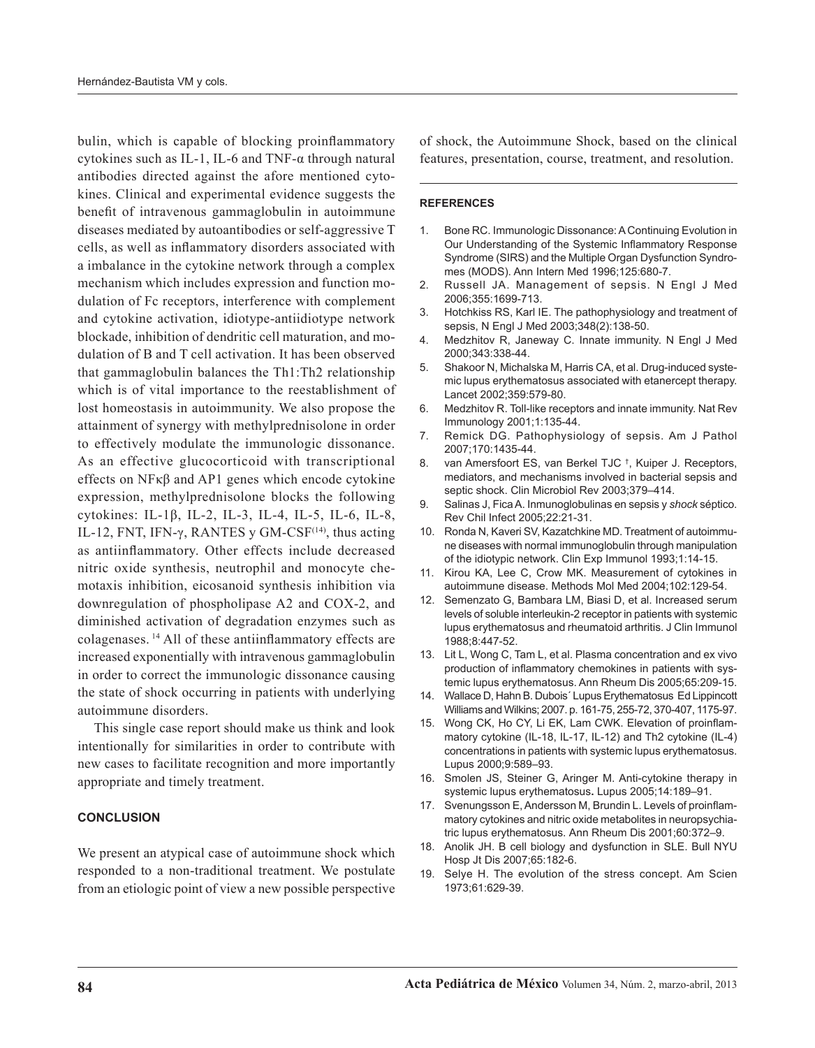bulin, which is capable of blocking proinflammatory cytokines such as IL-1, IL-6 and TNF-α through natural antibodies directed against the afore mentioned cytokines. Clinical and experimental evidence suggests the benefit of intravenous gammaglobulin in autoimmune diseases mediated by autoantibodies or self-aggressive T cells, as well as inflammatory disorders associated with a imbalance in the cytokine network through a complex mechanism which includes expression and function modulation of Fc receptors, interference with complement and cytokine activation, idiotype-antiidiotype network blockade, inhibition of dendritic cell maturation, and modulation of B and T cell activation. It has been observed that gammaglobulin balances the Th1:Th2 relationship which is of vital importance to the reestablishment of lost homeostasis in autoimmunity. We also propose the attainment of synergy with methylprednisolone in order to effectively modulate the immunologic dissonance. As an effective glucocorticoid with transcriptional effects on NFκβ and AP1 genes which encode cytokine expression, methylprednisolone blocks the following cytokines: IL-1β, IL-2, IL-3, IL-4, IL-5, IL-6, IL-8, IL-12, FNT, IFN-γ, RANTES y GM-CSF[14], thus acting as antiinflammatory. Other effects include decreased nitric oxide synthesis, neutrophil and monocyte chemotaxis inhibition, eicosanoid synthesis inhibition via downregulation of phospholipase A2 and COX-2, and diminished activation of degradation enzymes such as colagenases.[14] All of these antiinflammatory effects are increased exponentially with intravenous gammaglobulin in order to correct the immunologic dissonance causing the state of shock occurring in patients with underlying autoimmune disorders.

This single case report should make us think and look intentionally for similarities in order to contribute with new cases to facilitate recognition and more importantly appropriate and timely treatment.

## CONCLUSION

We present an atypical case of autoimmune shock which responded to a non-traditional treatment. We postulate from an etiologic point of view a new possible perspective of shock, the Autoimmune Shock, based on the clinical features, presentation, course, treatment, and resolution.

## REFERENCES

1. Bone RC. Immunologic Dissonance: A Continuing Evolution in Our Understanding of the Systemic Inflammatory Response Syndrome (SIRS) and the Multiple Organ Dysfunction Syndromes (MODS). Ann Intern Med 1996;125:680-7.
2. Russell JA. Management of sepsis. N Engl J Med 2006;355:1699-713.
3. Hotchkiss RS, Karl IE. The pathophysiology and treatment of sepsis, N Engl J Med 2003;348(2):138-50.
4. Medzhitov R, Janeway C. Innate immunity. N Engl J Med 2000;343:338-44.
5. Shakoor N, Michalska M, Harris CA, et al. Drug-induced systemic lupus erythematosus associated with etanercept therapy. Lancet 2002;359:579-80.
6. Medzhitov R. Toll-like receptors and innate immunity. Nat Rev Immunology 2001;1:135-44.
7. Remick DG. Pathophysiology of sepsis. Am J Pathol 2007;170:1435-44.
8. van Amersfoort ES, van Berkel TJC †, Kuiper J. Receptors, mediators, and mechanisms involved in bacterial sepsis and septic shock. Clin Microbiol Rev 2003;379–414.
9. Salinas J, Fica A. Inmunoglobulinas en sepsis y *shock* séptico. Rev Chil Infect 2005;22:21-31.
10. Ronda N, Kaveri SV, Kazatchkine MD. Treatment of autoimmune diseases with normal immunoglobulin through manipulation of the idiotypic network. Clin Exp Immunol 1993;1:14-15.
11. Kirou KA, Lee C, Crow MK. Measurement of cytokines in autoimmune disease. Methods Mol Med 2004;102:129-54.
12. Semenzato G, Bambara LM, Biasi D, et al. Increased serum levels of soluble interleukin-2 receptor in patients with systemic lupus erythematosus and rheumatoid arthritis. J Clin Immunol 1988;8:447-52.
13. Lit L, Wong C, Tam L, et al. Plasma concentration and ex vivo production of inflammatory chemokines in patients with systemic lupus erythematosus. Ann Rheum Dis 2005;65:209-15.
14. Wallace D, Hahn B. Dubois´ Lupus Erythematosus Ed Lippincott Williams and Wilkins; 2007. p. 161-75, 255-72, 370-407, 1175-97.
15. Wong CK, Ho CY, Li EK, Lam CWK. Elevation of proinflammatory cytokine (IL-18, IL-17, IL-12) and Th2 cytokine (IL-4) concentrations in patients with systemic lupus erythematosus. Lupus 2000;9:589–93.
16. Smolen JS, Steiner G, Aringer M. Anti-cytokine therapy in systemic lupus erythematosus. Lupus 2005;14:189–91.
17. Svenungsson E, Andersson M, Brundin L. Levels of proinflammatory cytokines and nitric oxide metabolites in neuropsychiatric lupus erythematosus. Ann Rheum Dis 2001;60:372–9.
18. Anolik JH. B cell biology and dysfunction in SLE. Bull NYU Hosp Jt Dis 2007;65:182-6.
19. Selye H. The evolution of the stress concept. Am Scien 1973;61:629-39.